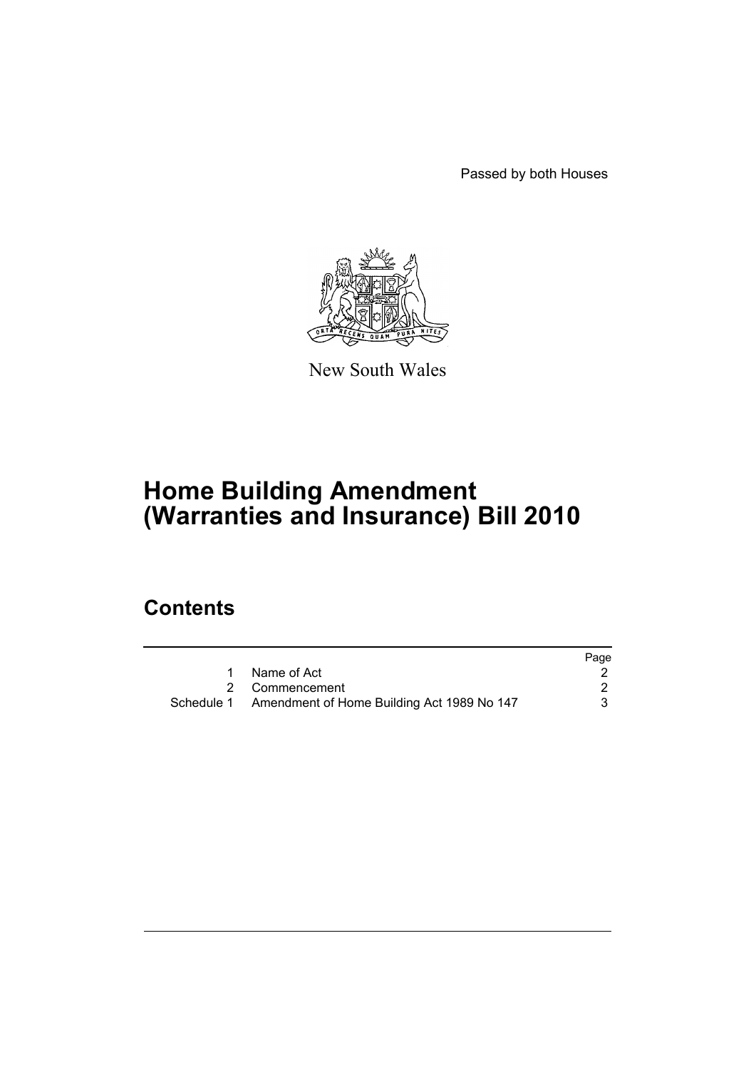Passed by both Houses

New South Wales

# Home Building Amendment (Warranties and Insurance) Bill 2010

## Contents

| | | Page |
|---|---|---|
| 1 | Name of Act | 2 |
| 2 | Commencement | 2 |
| Schedule 1 | Amendment of Home Building Act 1989 No 147 | 3 |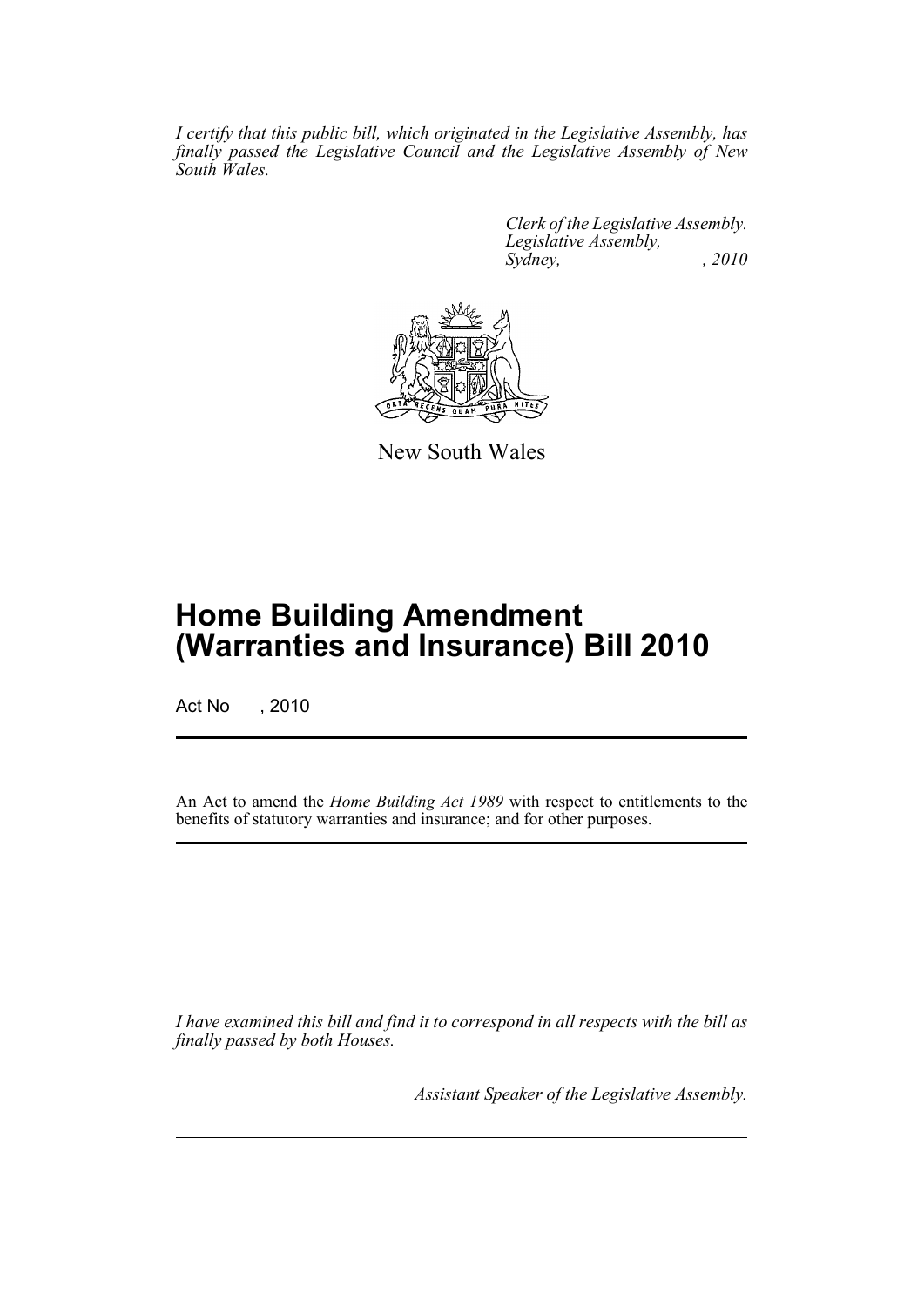*I certify that this public bill, which originated in the Legislative Assembly, has finally passed the Legislative Council and the Legislative Assembly of New South Wales.*

*Clerk of the Legislative Assembly.*
*Legislative Assembly,*
*Sydney, , 2010*

New South Wales

# Home Building Amendment (Warranties and Insurance) Bill 2010

Act No , 2010

An Act to amend the *Home Building Act 1989* with respect to entitlements to the benefits of statutory warranties and insurance; and for other purposes.

*I have examined this bill and find it to correspond in all respects with the bill as finally passed by both Houses.*

*Assistant Speaker of the Legislative Assembly.*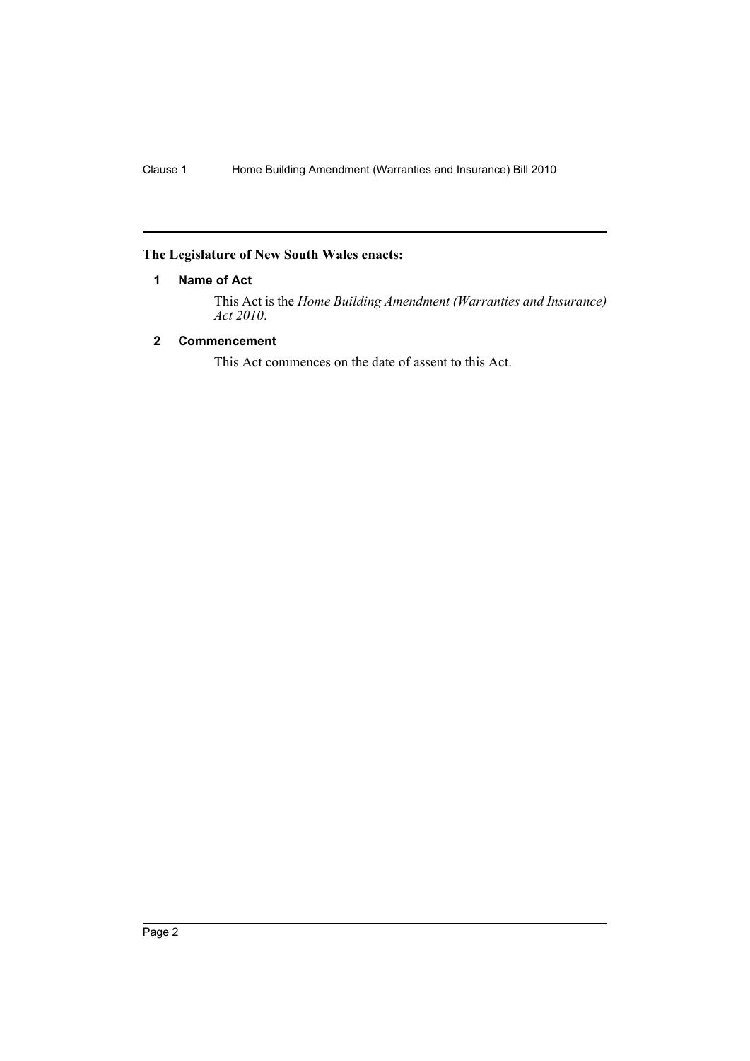**The Legislature of New South Wales enacts:**

## 1 Name of Act

This Act is the *Home Building Amendment (Warranties and Insurance) Act 2010*.

## 2 Commencement

This Act commences on the date of assent to this Act.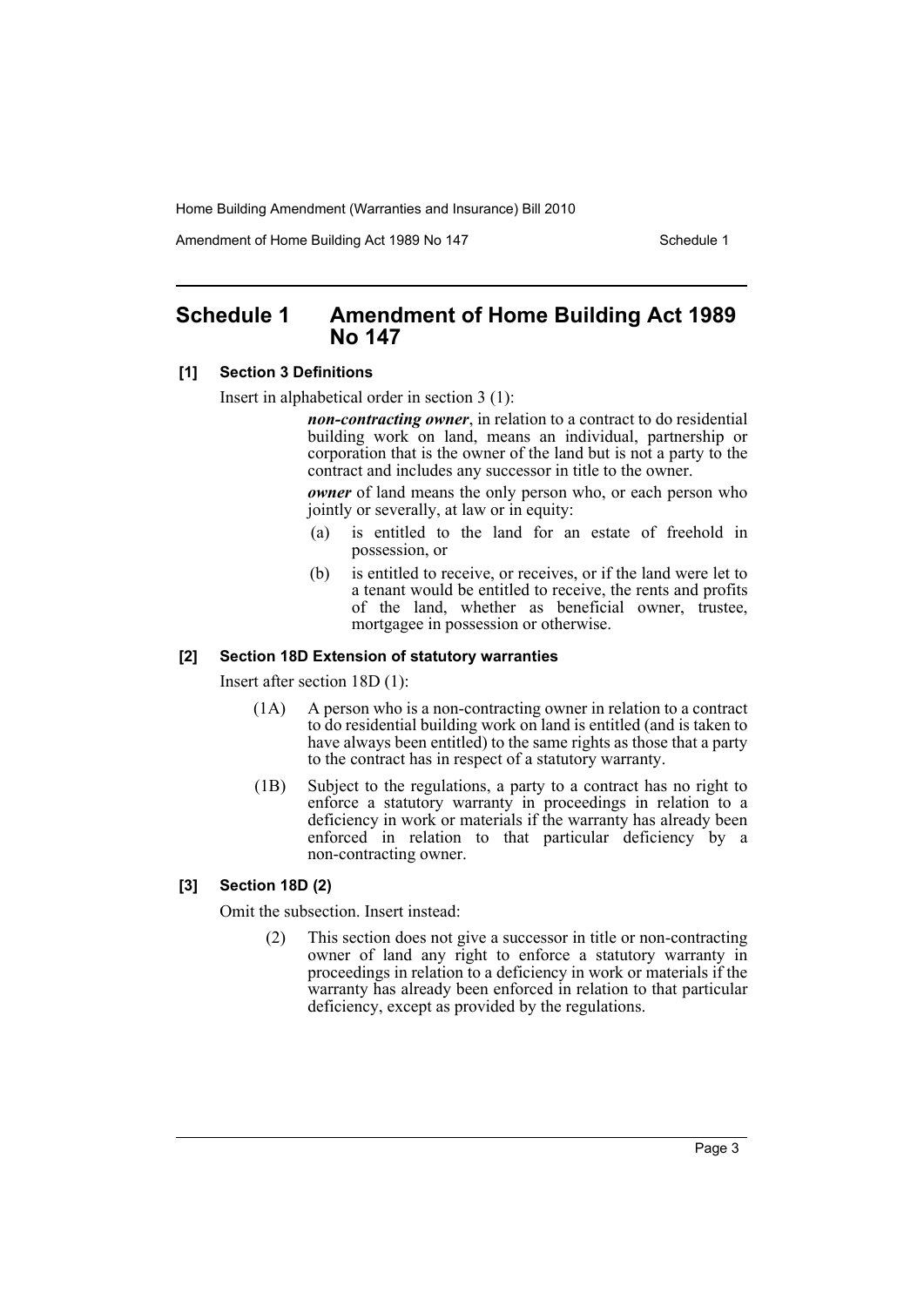# Schedule 1 Amendment of Home Building Act 1989 No 147

### [1] Section 3 Definitions

Insert in alphabetical order in section 3 (1):

> ***non-contracting owner***, in relation to a contract to do residential building work on land, means an individual, partnership or corporation that is the owner of the land but is not a party to the contract and includes any successor in title to the owner.
>
> ***owner*** of land means the only person who, or each person who jointly or severally, at law or in equity:
>
> (a) is entitled to the land for an estate of freehold in possession, or
>
> (b) is entitled to receive, or receives, or if the land were let to a tenant would be entitled to receive, the rents and profits of the land, whether as beneficial owner, trustee, mortgagee in possession or otherwise.

### [2] Section 18D Extension of statutory warranties

Insert after section 18D (1):

> (1A) A person who is a non-contracting owner in relation to a contract to do residential building work on land is entitled (and is taken to have always been entitled) to the same rights as those that a party to the contract has in respect of a statutory warranty.
>
> (1B) Subject to the regulations, a party to a contract has no right to enforce a statutory warranty in proceedings in relation to a deficiency in work or materials if the warranty has already been enforced in relation to that particular deficiency by a non-contracting owner.

### [3] Section 18D (2)

Omit the subsection. Insert instead:

> (2) This section does not give a successor in title or non-contracting owner of land any right to enforce a statutory warranty in proceedings in relation to a deficiency in work or materials if the warranty has already been enforced in relation to that particular deficiency, except as provided by the regulations.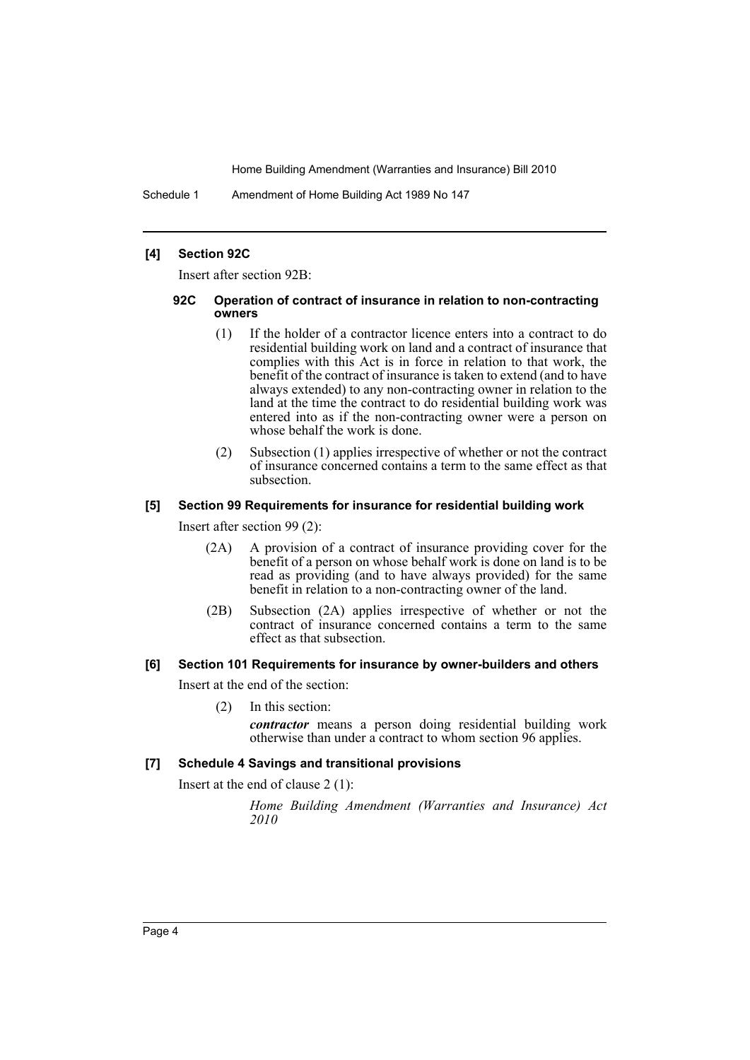**[4] Section 92C**

Insert after section 92B:

**92C Operation of contract of insurance in relation to non-contracting owners**

(1) If the holder of a contractor licence enters into a contract to do residential building work on land and a contract of insurance that complies with this Act is in force in relation to that work, the benefit of the contract of insurance is taken to extend (and to have always extended) to any non-contracting owner in relation to the land at the time the contract to do residential building work was entered into as if the non-contracting owner were a person on whose behalf the work is done.

(2) Subsection (1) applies irrespective of whether or not the contract of insurance concerned contains a term to the same effect as that subsection.

**[5] Section 99 Requirements for insurance for residential building work**

Insert after section 99 (2):

(2A) A provision of a contract of insurance providing cover for the benefit of a person on whose behalf work is done on land is to be read as providing (and to have always provided) for the same benefit in relation to a non-contracting owner of the land.

(2B) Subsection (2A) applies irrespective of whether or not the contract of insurance concerned contains a term to the same effect as that subsection.

**[6] Section 101 Requirements for insurance by owner-builders and others**

Insert at the end of the section:

(2) In this section:

***contractor*** means a person doing residential building work otherwise than under a contract to whom section 96 applies.

**[7] Schedule 4 Savings and transitional provisions**

Insert at the end of clause 2 (1):

*Home Building Amendment (Warranties and Insurance) Act 2010*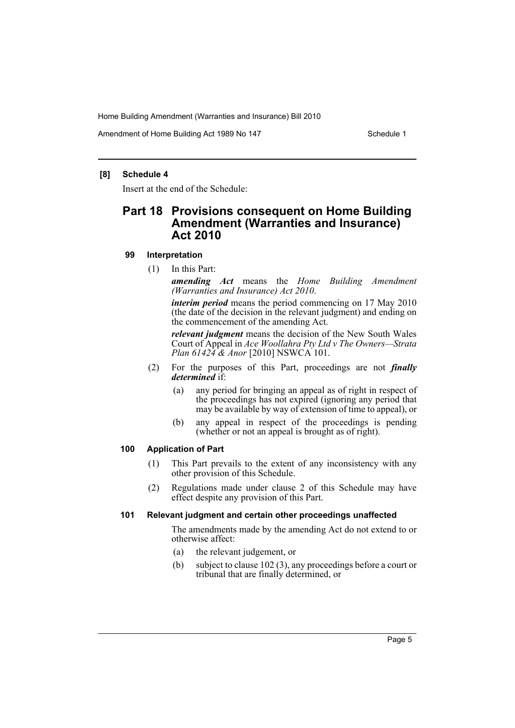**[8] Schedule 4**

Insert at the end of the Schedule:

## Part 18 Provisions consequent on Home Building Amendment (Warranties and Insurance) Act 2010

### 99 Interpretation

(1) In this Part:

***amending Act*** means the *Home Building Amendment (Warranties and Insurance) Act 2010*.

***interim period*** means the period commencing on 17 May 2010 (the date of the decision in the relevant judgment) and ending on the commencement of the amending Act.

***relevant judgment*** means the decision of the New South Wales Court of Appeal in *Ace Woollahra Pty Ltd v The Owners—Strata Plan 61424 & Anor* [2010] NSWCA 101.

(2) For the purposes of this Part, proceedings are not ***finally determined*** if:

(a) any period for bringing an appeal as of right in respect of the proceedings has not expired (ignoring any period that may be available by way of extension of time to appeal), or

(b) any appeal in respect of the proceedings is pending (whether or not an appeal is brought as of right).

### 100 Application of Part

(1) This Part prevails to the extent of any inconsistency with any other provision of this Schedule.

(2) Regulations made under clause 2 of this Schedule may have effect despite any provision of this Part.

### 101 Relevant judgment and certain other proceedings unaffected

The amendments made by the amending Act do not extend to or otherwise affect:

(a) the relevant judgement, or

(b) subject to clause 102 (3), any proceedings before a court or tribunal that are finally determined, or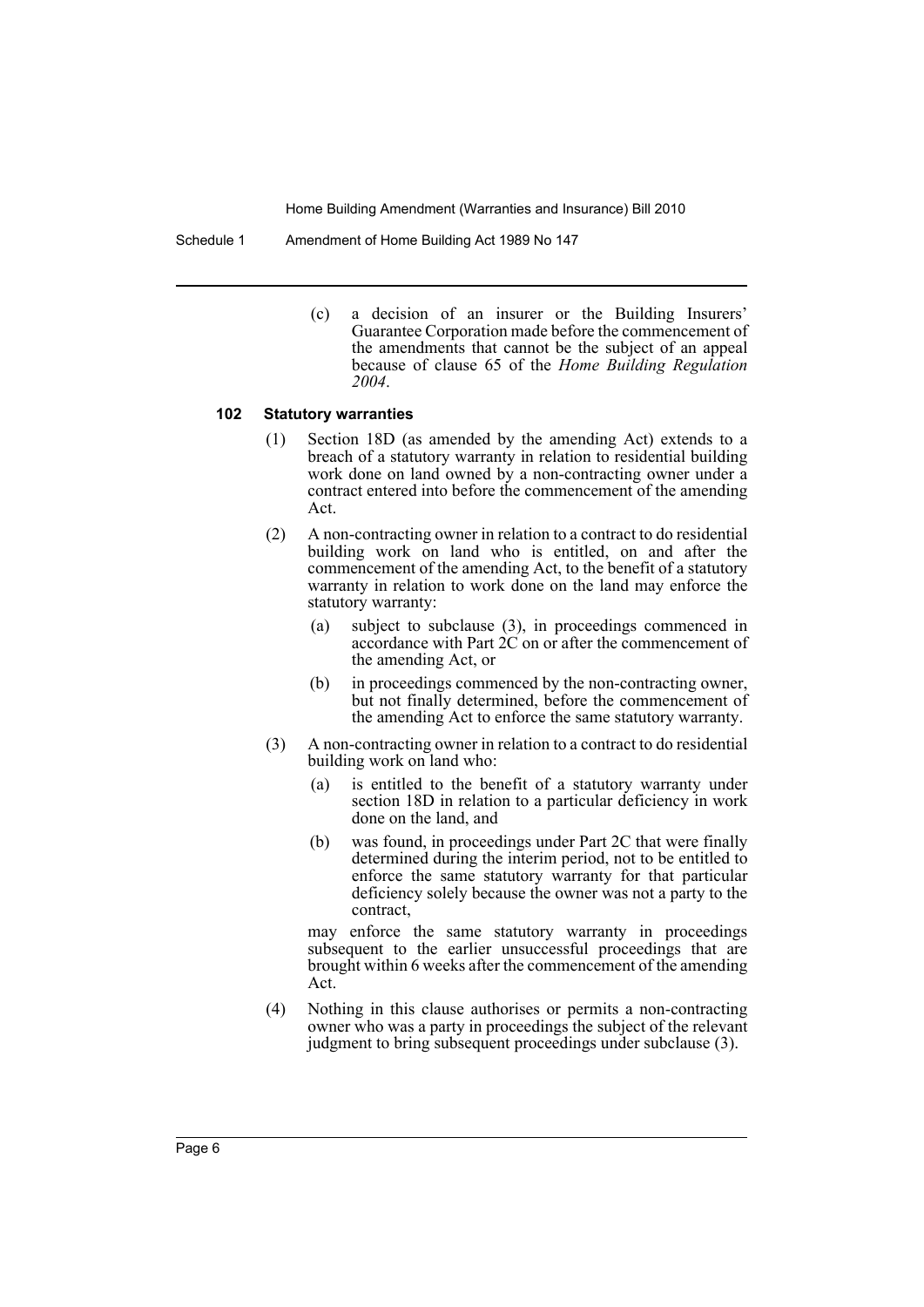(c) a decision of an insurer or the Building Insurers' Guarantee Corporation made before the commencement of the amendments that cannot be the subject of an appeal because of clause 65 of the *Home Building Regulation 2004*.

**102 Statutory warranties**

(1) Section 18D (as amended by the amending Act) extends to a breach of a statutory warranty in relation to residential building work done on land owned by a non-contracting owner under a contract entered into before the commencement of the amending Act.

(2) A non-contracting owner in relation to a contract to do residential building work on land who is entitled, on and after the commencement of the amending Act, to the benefit of a statutory warranty in relation to work done on the land may enforce the statutory warranty:

(a) subject to subclause (3), in proceedings commenced in accordance with Part 2C on or after the commencement of the amending Act, or

(b) in proceedings commenced by the non-contracting owner, but not finally determined, before the commencement of the amending Act to enforce the same statutory warranty.

(3) A non-contracting owner in relation to a contract to do residential building work on land who:

(a) is entitled to the benefit of a statutory warranty under section 18D in relation to a particular deficiency in work done on the land, and

(b) was found, in proceedings under Part 2C that were finally determined during the interim period, not to be entitled to enforce the same statutory warranty for that particular deficiency solely because the owner was not a party to the contract,

may enforce the same statutory warranty in proceedings subsequent to the earlier unsuccessful proceedings that are brought within 6 weeks after the commencement of the amending Act.

(4) Nothing in this clause authorises or permits a non-contracting owner who was a party in proceedings the subject of the relevant judgment to bring subsequent proceedings under subclause (3).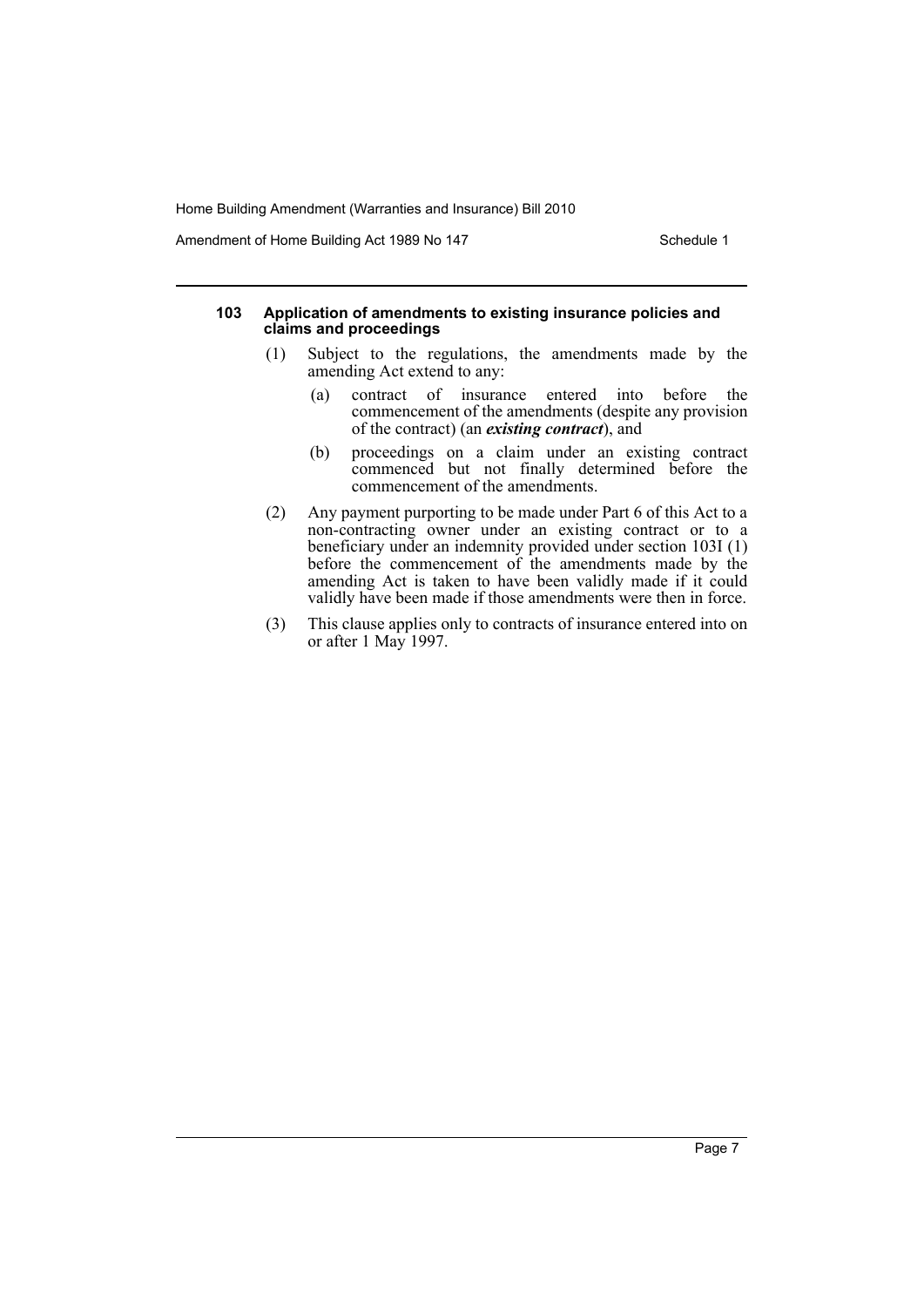#### 103 Application of amendments to existing insurance policies and claims and proceedings

(1) Subject to the regulations, the amendments made by the amending Act extend to any:

(a) contract of insurance entered into before the commencement of the amendments (despite any provision of the contract) (an ***existing contract***), and

(b) proceedings on a claim under an existing contract commenced but not finally determined before the commencement of the amendments.

(2) Any payment purporting to be made under Part 6 of this Act to a non-contracting owner under an existing contract or to a beneficiary under an indemnity provided under section 103I (1) before the commencement of the amendments made by the amending Act is taken to have been validly made if it could validly have been made if those amendments were then in force.

(3) This clause applies only to contracts of insurance entered into on or after 1 May 1997.